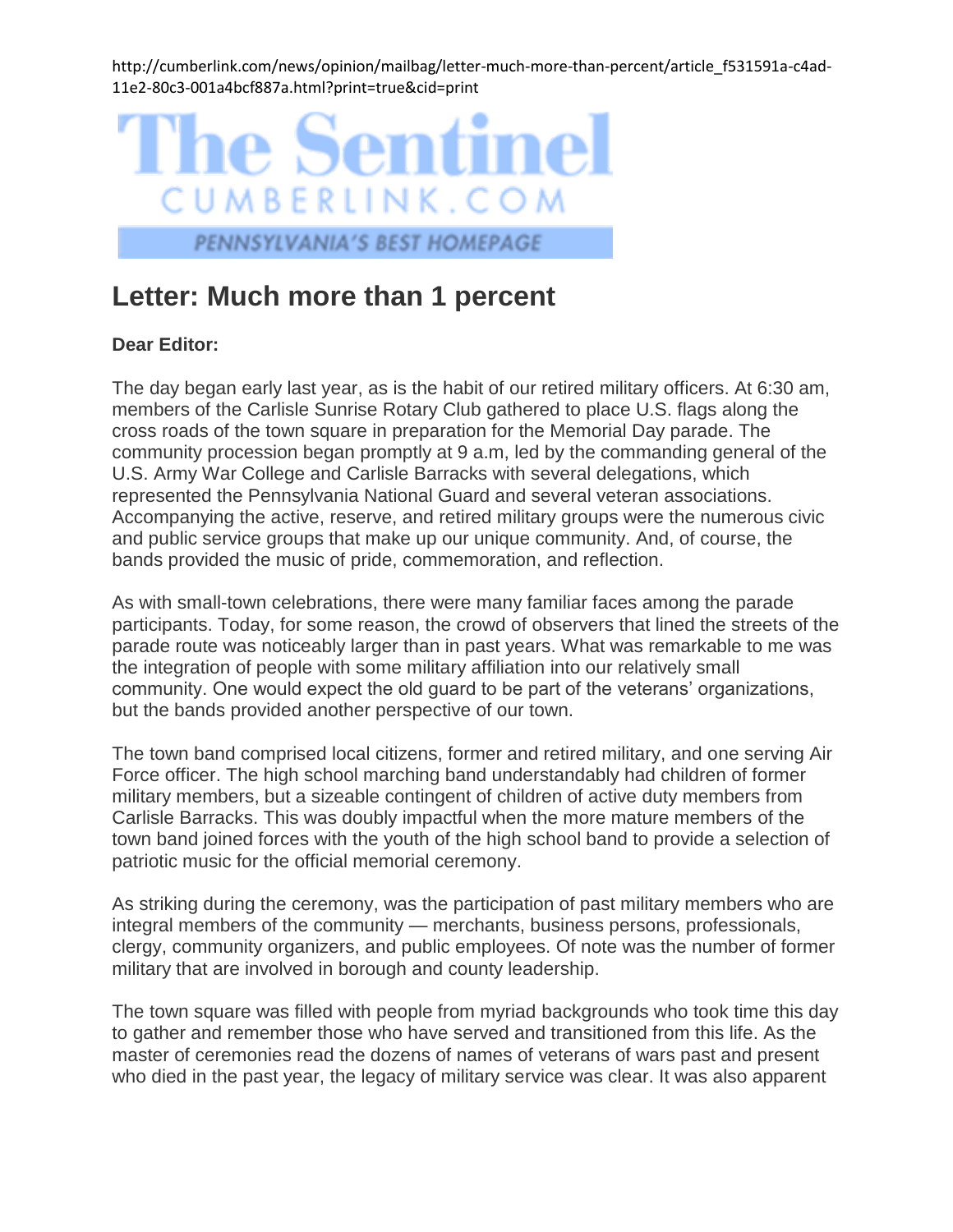http://cumberlink.com/news/opinion/mailbag/letter-much-more-than-percent/article_f531591a-c4ad-11e2-80c3-001a4bcf887a.html?print=true&cid=print

The Sentinel
CUMBERLINK.COM
PENNSYLVANIA'S BEST HOMEPAGE

# Letter: Much more than 1 percent

**Dear Editor:**

The day began early last year, as is the habit of our retired military officers. At 6:30 am, members of the Carlisle Sunrise Rotary Club gathered to place U.S. flags along the cross roads of the town square in preparation for the Memorial Day parade. The community procession began promptly at 9 a.m, led by the commanding general of the U.S. Army War College and Carlisle Barracks with several delegations, which represented the Pennsylvania National Guard and several veteran associations. Accompanying the active, reserve, and retired military groups were the numerous civic and public service groups that make up our unique community. And, of course, the bands provided the music of pride, commemoration, and reflection.

As with small-town celebrations, there were many familiar faces among the parade participants. Today, for some reason, the crowd of observers that lined the streets of the parade route was noticeably larger than in past years. What was remarkable to me was the integration of people with some military affiliation into our relatively small community. One would expect the old guard to be part of the veterans' organizations, but the bands provided another perspective of our town.

The town band comprised local citizens, former and retired military, and one serving Air Force officer. The high school marching band understandably had children of former military members, but a sizeable contingent of children of active duty members from Carlisle Barracks. This was doubly impactful when the more mature members of the town band joined forces with the youth of the high school band to provide a selection of patriotic music for the official memorial ceremony.

As striking during the ceremony, was the participation of past military members who are integral members of the community — merchants, business persons, professionals, clergy, community organizers, and public employees. Of note was the number of former military that are involved in borough and county leadership.

The town square was filled with people from myriad backgrounds who took time this day to gather and remember those who have served and transitioned from this life. As the master of ceremonies read the dozens of names of veterans of wars past and present who died in the past year, the legacy of military service was clear. It was also apparent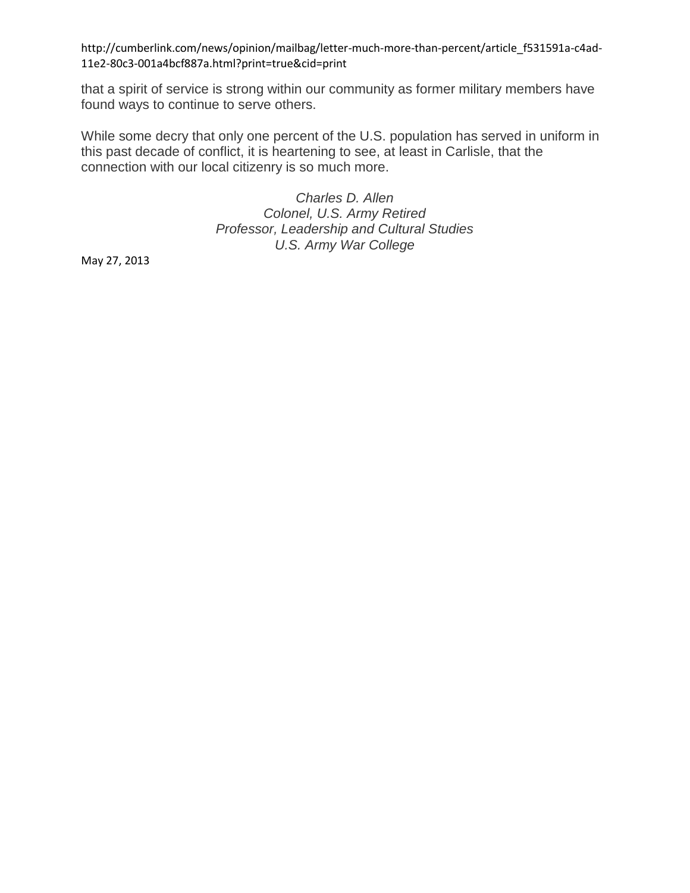that a spirit of service is strong within our community as former military members have found ways to continue to serve others.

While some decry that only one percent of the U.S. population has served in uniform in this past decade of conflict, it is heartening to see, at least in Carlisle, that the connection with our local citizenry is so much more.

*Charles D. Allen*
*Colonel, U.S. Army Retired*
*Professor, Leadership and Cultural Studies*
*U.S. Army War College*

May 27, 2013